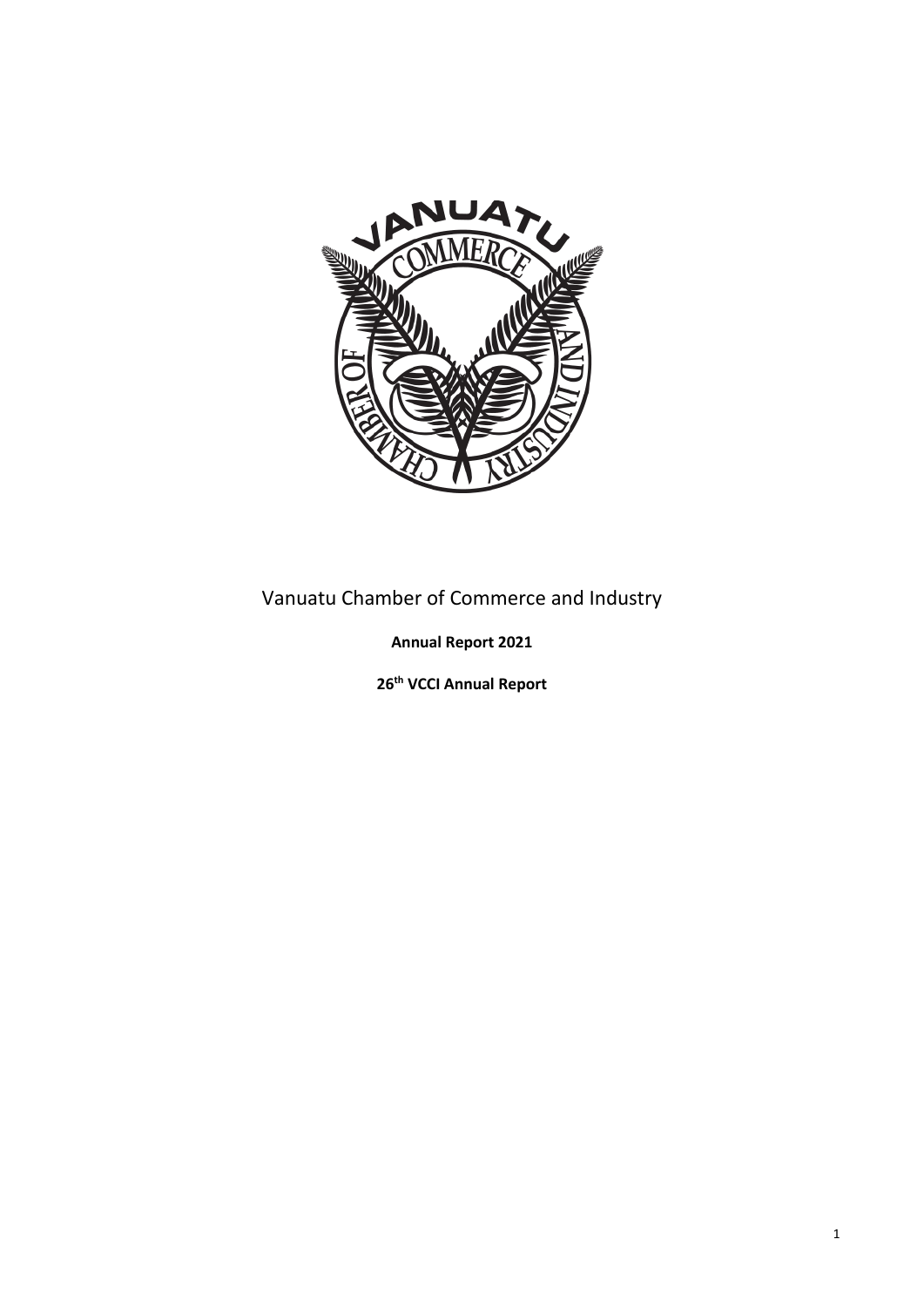Vanuatu Chamber of Commerce and Industry

**Annual Report 2021**

**26th VCCI Annual Report**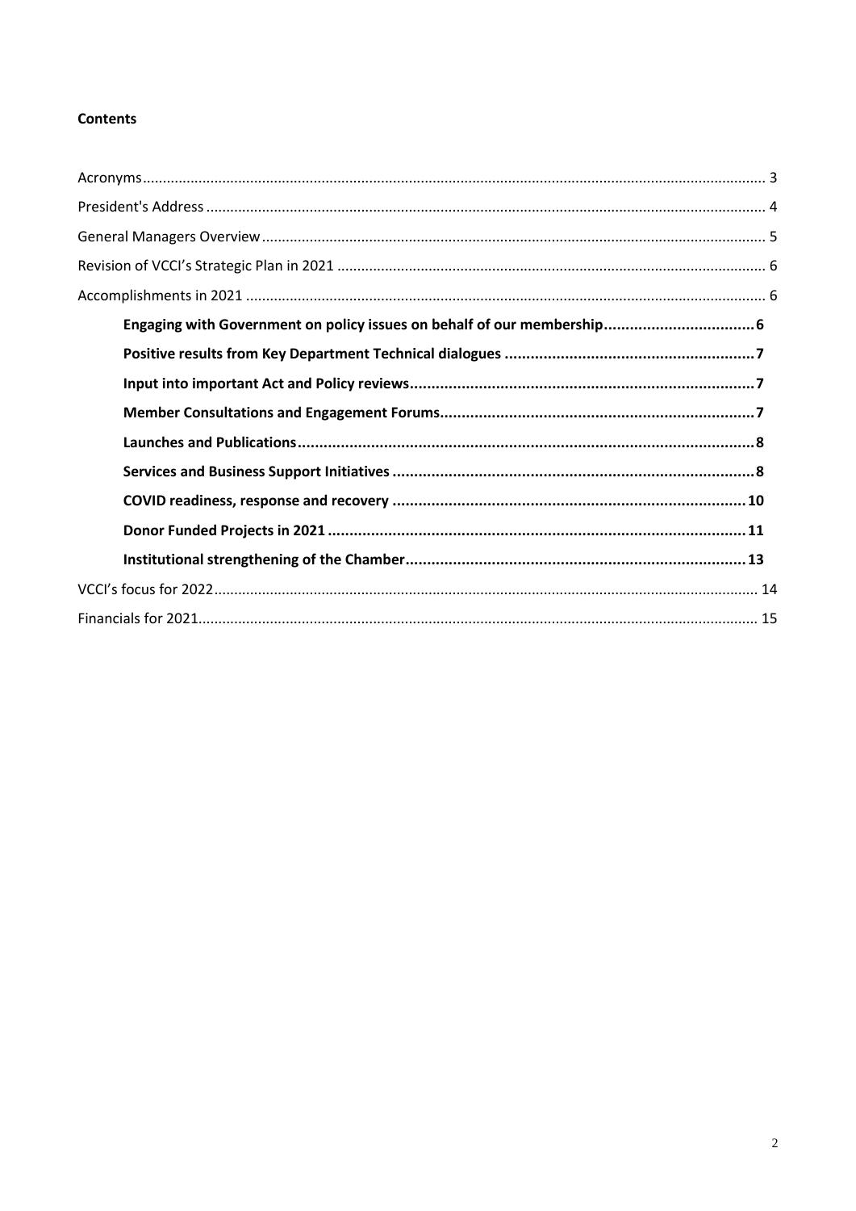**Contents**

Acronyms ........................................................................................................................................... 3
President's Address ........................................................................................................................... 4
General Managers Overview ............................................................................................................. 5
Revision of VCCI's Strategic Plan in 2021 ........................................................................................... 6
Accomplishments in 2021 ................................................................................................................. 6

- **Engaging with Government on policy issues on behalf of our membership.................................. 6**
- **Positive results from Key Department Technical dialogues .......................................................... 7**
- **Input into important Act and Policy reviews ............................................................................... 7**
- **Member Consultations and Engagement Forums ........................................................................ 7**
- **Launches and Publications ......................................................................................................... 8**
- **Services and Business Support Initiatives .................................................................................... 8**
- **COVID readiness, response and recovery ................................................................................. 10**
- **Donor Funded Projects in 2021 ................................................................................................ 11**
- **Institutional strengthening of the Chamber .............................................................................. 13**

VCCI's focus for 2022 ...................................................................................................................... 14
Financials for 2021 .......................................................................................................................... 15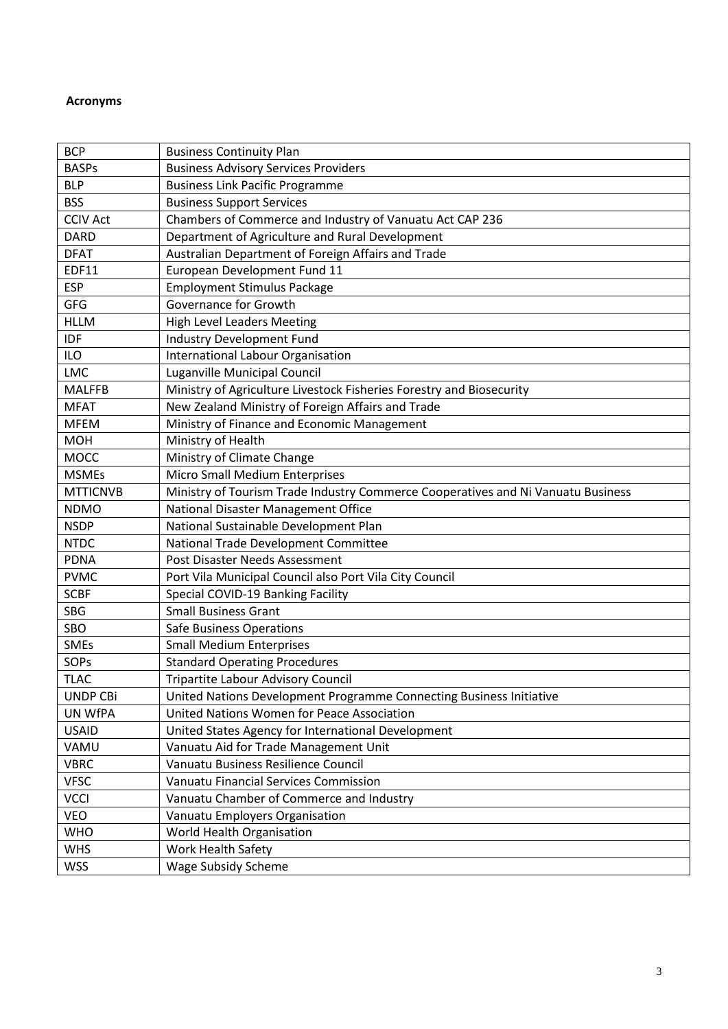**Acronyms**

| | |
|---|---|
| BCP | Business Continuity Plan |
| BASPs | Business Advisory Services Providers |
| BLP | Business Link Pacific Programme |
| BSS | Business Support Services |
| CCIV Act | Chambers of Commerce and Industry of Vanuatu Act CAP 236 |
| DARD | Department of Agriculture and Rural Development |
| DFAT | Australian Department of Foreign Affairs and Trade |
| EDF11 | European Development Fund 11 |
| ESP | Employment Stimulus Package |
| GFG | Governance for Growth |
| HLLM | High Level Leaders Meeting |
| IDF | Industry Development Fund |
| ILO | International Labour Organisation |
| LMC | Luganville Municipal Council |
| MALFFB | Ministry of Agriculture Livestock Fisheries Forestry and Biosecurity |
| MFAT | New Zealand Ministry of Foreign Affairs and Trade |
| MFEM | Ministry of Finance and Economic Management |
| MOH | Ministry of Health |
| MOCC | Ministry of Climate Change |
| MSMEs | Micro Small Medium Enterprises |
| MTTICNVB | Ministry of Tourism Trade Industry Commerce Cooperatives and Ni Vanuatu Business |
| NDMO | National Disaster Management Office |
| NSDP | National Sustainable Development Plan |
| NTDC | National Trade Development Committee |
| PDNA | Post Disaster Needs Assessment |
| PVMC | Port Vila Municipal Council also Port Vila City Council |
| SCBF | Special COVID-19 Banking Facility |
| SBG | Small Business Grant |
| SBO | Safe Business Operations |
| SMEs | Small Medium Enterprises |
| SOPs | Standard Operating Procedures |
| TLAC | Tripartite Labour Advisory Council |
| UNDP CBi | United Nations Development Programme Connecting Business Initiative |
| UN WfPA | United Nations Women for Peace Association |
| USAID | United States Agency for International Development |
| VAMU | Vanuatu Aid for Trade Management Unit |
| VBRC | Vanuatu Business Resilience Council |
| VFSC | Vanuatu Financial Services Commission |
| VCCI | Vanuatu Chamber of Commerce and Industry |
| VEO | Vanuatu Employers Organisation |
| WHO | World Health Organisation |
| WHS | Work Health Safety |
| WSS | Wage Subsidy Scheme |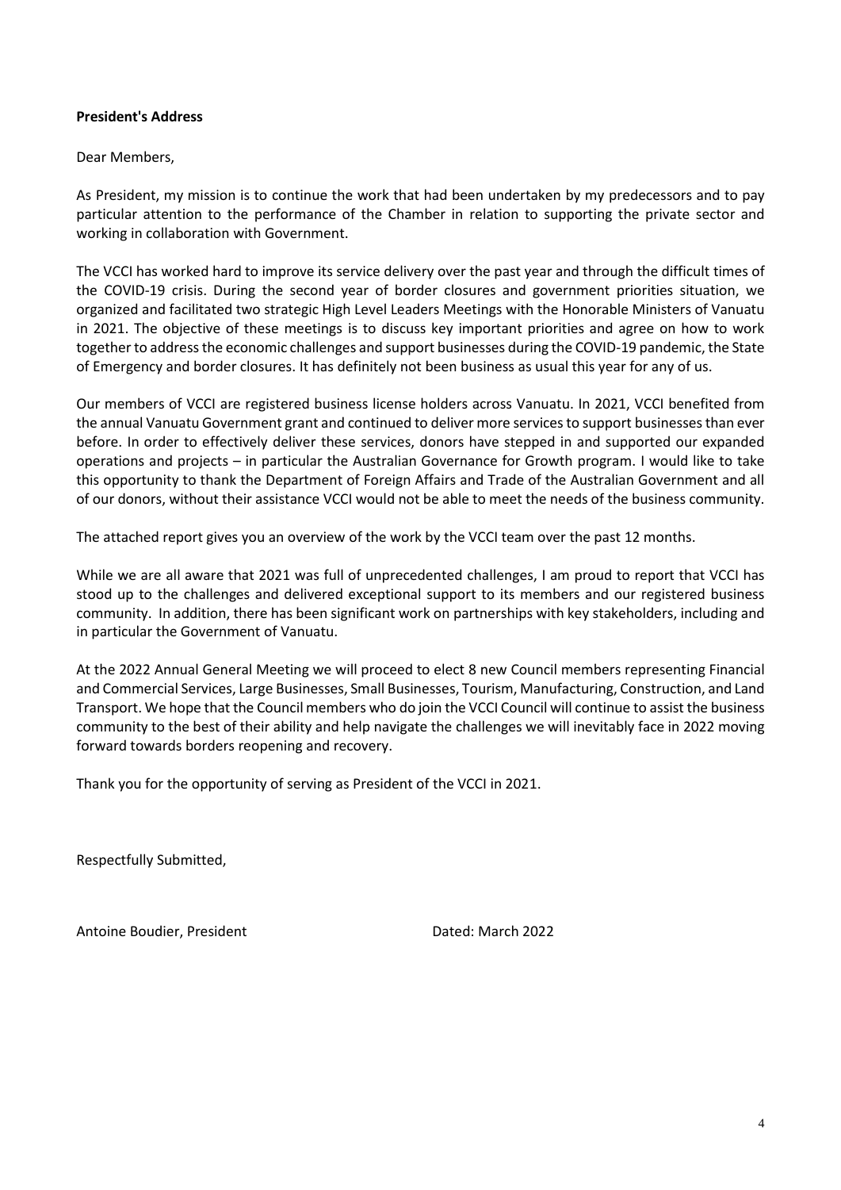**President's Address**

Dear Members,

As President, my mission is to continue the work that had been undertaken by my predecessors and to pay particular attention to the performance of the Chamber in relation to supporting the private sector and working in collaboration with Government.

The VCCI has worked hard to improve its service delivery over the past year and through the difficult times of the COVID-19 crisis. During the second year of border closures and government priorities situation, we organized and facilitated two strategic High Level Leaders Meetings with the Honorable Ministers of Vanuatu in 2021. The objective of these meetings is to discuss key important priorities and agree on how to work together to address the economic challenges and support businesses during the COVID-19 pandemic, the State of Emergency and border closures. It has definitely not been business as usual this year for any of us.

Our members of VCCI are registered business license holders across Vanuatu. In 2021, VCCI benefited from the annual Vanuatu Government grant and continued to deliver more services to support businesses than ever before. In order to effectively deliver these services, donors have stepped in and supported our expanded operations and projects – in particular the Australian Governance for Growth program. I would like to take this opportunity to thank the Department of Foreign Affairs and Trade of the Australian Government and all of our donors, without their assistance VCCI would not be able to meet the needs of the business community.

The attached report gives you an overview of the work by the VCCI team over the past 12 months.

While we are all aware that 2021 was full of unprecedented challenges, I am proud to report that VCCI has stood up to the challenges and delivered exceptional support to its members and our registered business community. In addition, there has been significant work on partnerships with key stakeholders, including and in particular the Government of Vanuatu.

At the 2022 Annual General Meeting we will proceed to elect 8 new Council members representing Financial and Commercial Services, Large Businesses, Small Businesses, Tourism, Manufacturing, Construction, and Land Transport. We hope that the Council members who do join the VCCI Council will continue to assist the business community to the best of their ability and help navigate the challenges we will inevitably face in 2022 moving forward towards borders reopening and recovery.

Thank you for the opportunity of serving as President of the VCCI in 2021.

Respectfully Submitted,

Antoine Boudier, President

Dated: March 2022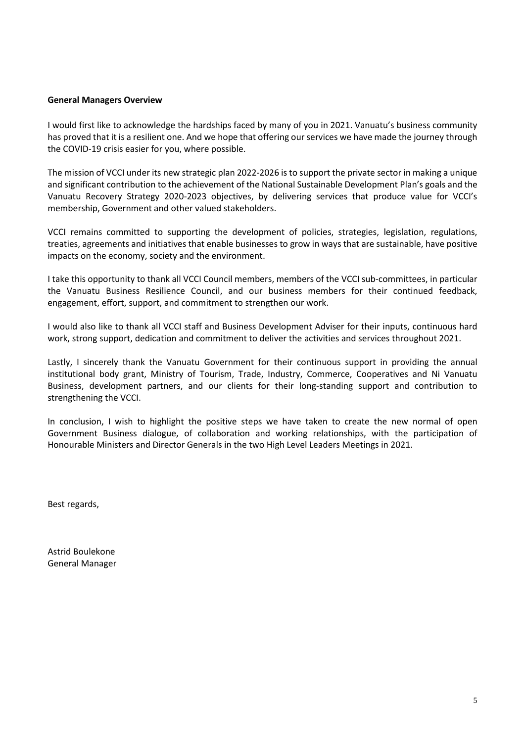**General Managers Overview**

I would first like to acknowledge the hardships faced by many of you in 2021. Vanuatu's business community has proved that it is a resilient one. And we hope that offering our services we have made the journey through the COVID-19 crisis easier for you, where possible.

The mission of VCCI under its new strategic plan 2022-2026 is to support the private sector in making a unique and significant contribution to the achievement of the National Sustainable Development Plan's goals and the Vanuatu Recovery Strategy 2020-2023 objectives, by delivering services that produce value for VCCI's membership, Government and other valued stakeholders.

VCCI remains committed to supporting the development of policies, strategies, legislation, regulations, treaties, agreements and initiatives that enable businesses to grow in ways that are sustainable, have positive impacts on the economy, society and the environment.

I take this opportunity to thank all VCCI Council members, members of the VCCI sub-committees, in particular the Vanuatu Business Resilience Council, and our business members for their continued feedback, engagement, effort, support, and commitment to strengthen our work.

I would also like to thank all VCCI staff and Business Development Adviser for their inputs, continuous hard work, strong support, dedication and commitment to deliver the activities and services throughout 2021.

Lastly, I sincerely thank the Vanuatu Government for their continuous support in providing the annual institutional body grant, Ministry of Tourism, Trade, Industry, Commerce, Cooperatives and Ni Vanuatu Business, development partners, and our clients for their long-standing support and contribution to strengthening the VCCI.

In conclusion, I wish to highlight the positive steps we have taken to create the new normal of open Government Business dialogue, of collaboration and working relationships, with the participation of Honourable Ministers and Director Generals in the two High Level Leaders Meetings in 2021.

Best regards,

Astrid Boulekone
General Manager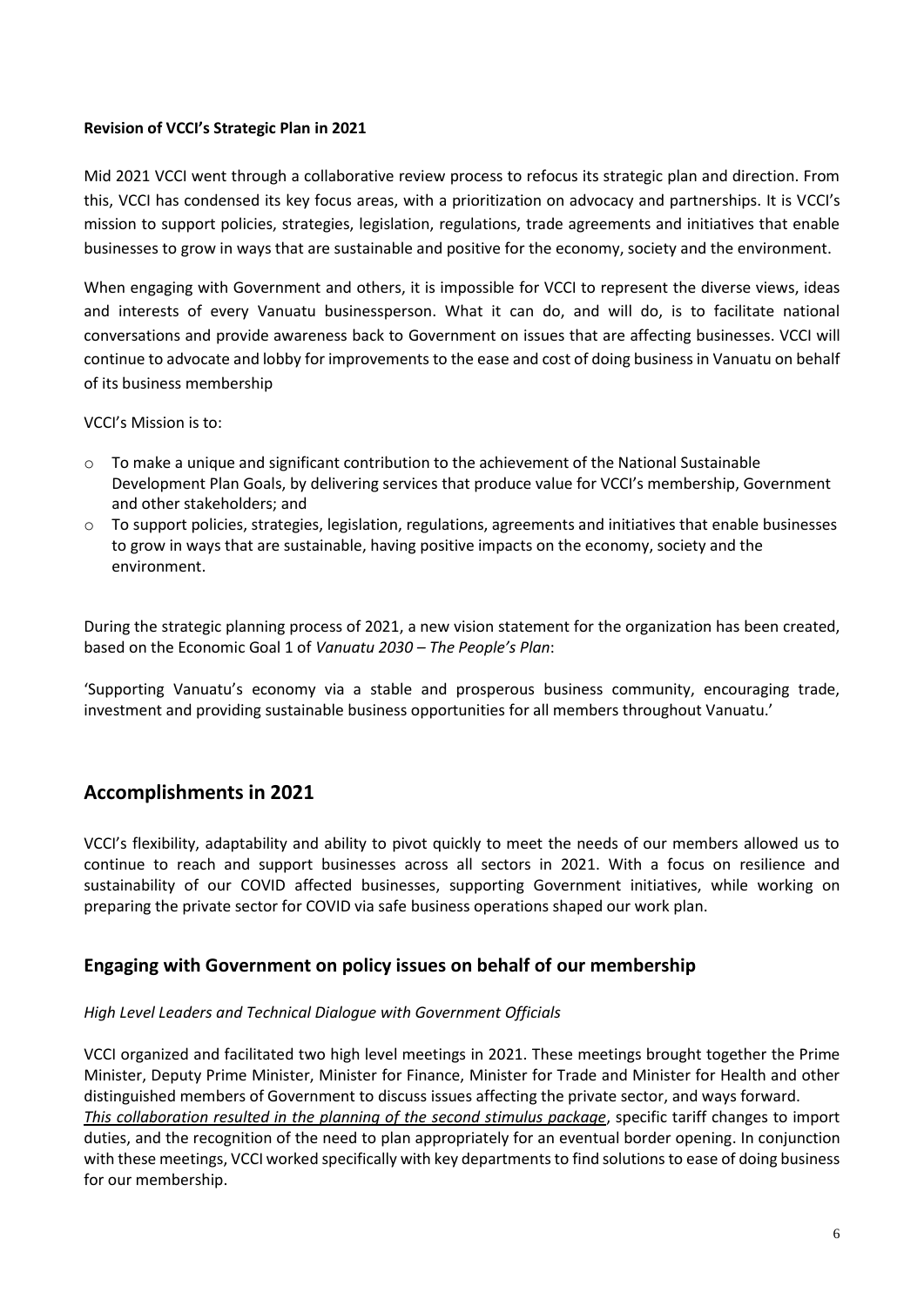**Revision of VCCI's Strategic Plan in 2021**

Mid 2021 VCCI went through a collaborative review process to refocus its strategic plan and direction. From this, VCCI has condensed its key focus areas, with a prioritization on advocacy and partnerships. It is VCCI's mission to support policies, strategies, legislation, regulations, trade agreements and initiatives that enable businesses to grow in ways that are sustainable and positive for the economy, society and the environment.

When engaging with Government and others, it is impossible for VCCI to represent the diverse views, ideas and interests of every Vanuatu businessperson. What it can do, and will do, is to facilitate national conversations and provide awareness back to Government on issues that are affecting businesses. VCCI will continue to advocate and lobby for improvements to the ease and cost of doing business in Vanuatu on behalf of its business membership

VCCI's Mission is to:

- To make a unique and significant contribution to the achievement of the National Sustainable Development Plan Goals, by delivering services that produce value for VCCI's membership, Government and other stakeholders; and
- To support policies, strategies, legislation, regulations, agreements and initiatives that enable businesses to grow in ways that are sustainable, having positive impacts on the economy, society and the environment.

During the strategic planning process of 2021, a new vision statement for the organization has been created, based on the Economic Goal 1 of *Vanuatu 2030 – The People's Plan*:

'Supporting Vanuatu's economy via a stable and prosperous business community, encouraging trade, investment and providing sustainable business opportunities for all members throughout Vanuatu.'

## Accomplishments in 2021

VCCI's flexibility, adaptability and ability to pivot quickly to meet the needs of our members allowed us to continue to reach and support businesses across all sectors in 2021. With a focus on resilience and sustainability of our COVID affected businesses, supporting Government initiatives, while working on preparing the private sector for COVID via safe business operations shaped our work plan.

### Engaging with Government on policy issues on behalf of our membership

*High Level Leaders and Technical Dialogue with Government Officials*

VCCI organized and facilitated two high level meetings in 2021. These meetings brought together the Prime Minister, Deputy Prime Minister, Minister for Finance, Minister for Trade and Minister for Health and other distinguished members of Government to discuss issues affecting the private sector, and ways forward. *This collaboration resulted in the planning of the second stimulus package*, specific tariff changes to import duties, and the recognition of the need to plan appropriately for an eventual border opening. In conjunction with these meetings, VCCI worked specifically with key departments to find solutions to ease of doing business for our membership.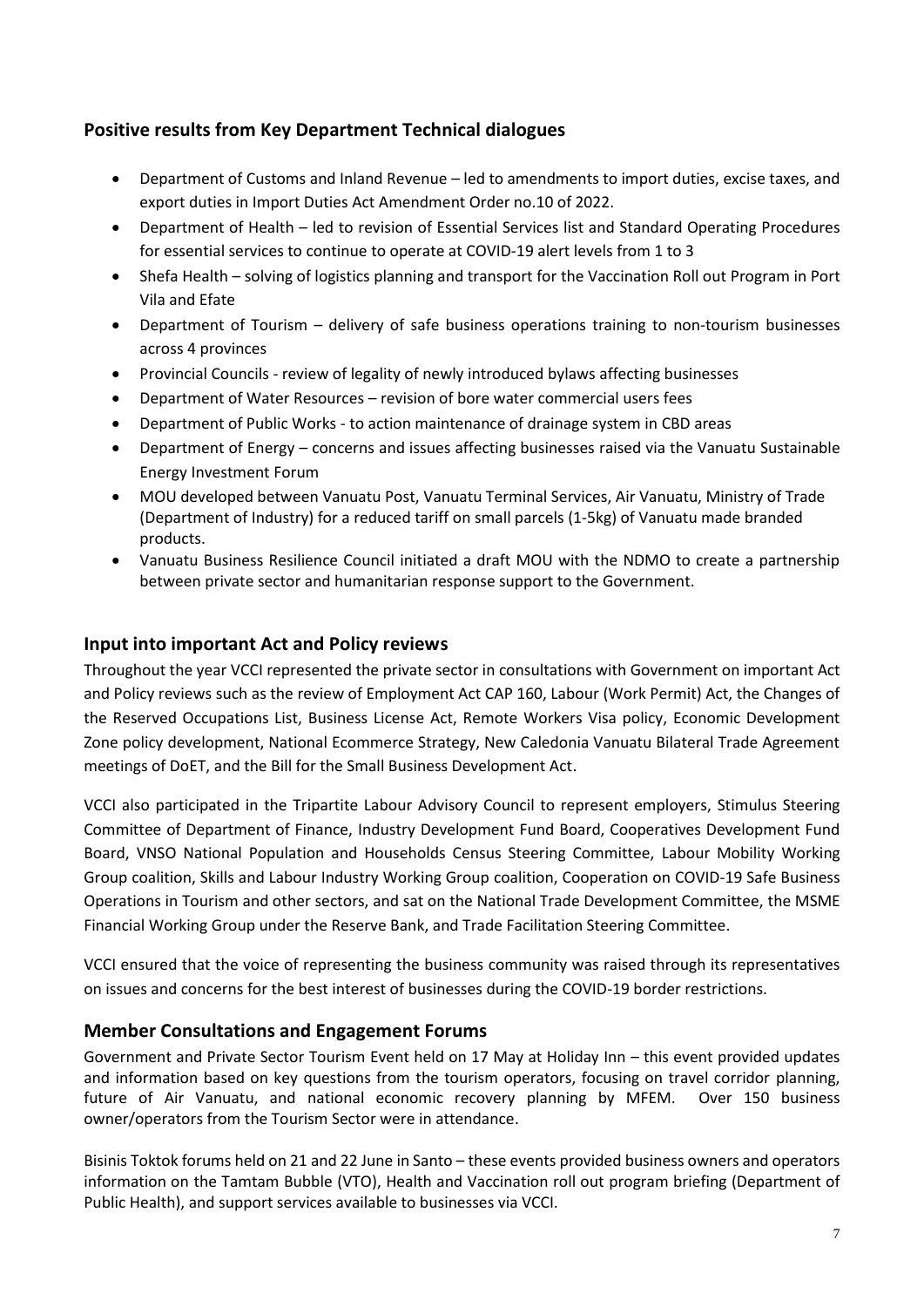## Positive results from Key Department Technical dialogues

- Department of Customs and Inland Revenue – led to amendments to import duties, excise taxes, and export duties in Import Duties Act Amendment Order no.10 of 2022.
- Department of Health – led to revision of Essential Services list and Standard Operating Procedures for essential services to continue to operate at COVID-19 alert levels from 1 to 3
- Shefa Health – solving of logistics planning and transport for the Vaccination Roll out Program in Port Vila and Efate
- Department of Tourism – delivery of safe business operations training to non-tourism businesses across 4 provinces
- Provincial Councils - review of legality of newly introduced bylaws affecting businesses
- Department of Water Resources – revision of bore water commercial users fees
- Department of Public Works - to action maintenance of drainage system in CBD areas
- Department of Energy – concerns and issues affecting businesses raised via the Vanuatu Sustainable Energy Investment Forum
- MOU developed between Vanuatu Post, Vanuatu Terminal Services, Air Vanuatu, Ministry of Trade (Department of Industry) for a reduced tariff on small parcels (1-5kg) of Vanuatu made branded products.
- Vanuatu Business Resilience Council initiated a draft MOU with the NDMO to create a partnership between private sector and humanitarian response support to the Government.

## Input into important Act and Policy reviews

Throughout the year VCCI represented the private sector in consultations with Government on important Act and Policy reviews such as the review of Employment Act CAP 160, Labour (Work Permit) Act, the Changes of the Reserved Occupations List, Business License Act, Remote Workers Visa policy, Economic Development Zone policy development, National Ecommerce Strategy, New Caledonia Vanuatu Bilateral Trade Agreement meetings of DoET, and the Bill for the Small Business Development Act.

VCCI also participated in the Tripartite Labour Advisory Council to represent employers, Stimulus Steering Committee of Department of Finance, Industry Development Fund Board, Cooperatives Development Fund Board, VNSO National Population and Households Census Steering Committee, Labour Mobility Working Group coalition, Skills and Labour Industry Working Group coalition, Cooperation on COVID-19 Safe Business Operations in Tourism and other sectors, and sat on the National Trade Development Committee, the MSME Financial Working Group under the Reserve Bank, and Trade Facilitation Steering Committee.

VCCI ensured that the voice of representing the business community was raised through its representatives on issues and concerns for the best interest of businesses during the COVID-19 border restrictions.

## Member Consultations and Engagement Forums

Government and Private Sector Tourism Event held on 17 May at Holiday Inn – this event provided updates and information based on key questions from the tourism operators, focusing on travel corridor planning, future of Air Vanuatu, and national economic recovery planning by MFEM. Over 150 business owner/operators from the Tourism Sector were in attendance.

Bisinis Toktok forums held on 21 and 22 June in Santo – these events provided business owners and operators information on the Tamtam Bubble (VTO), Health and Vaccination roll out program briefing (Department of Public Health), and support services available to businesses via VCCI.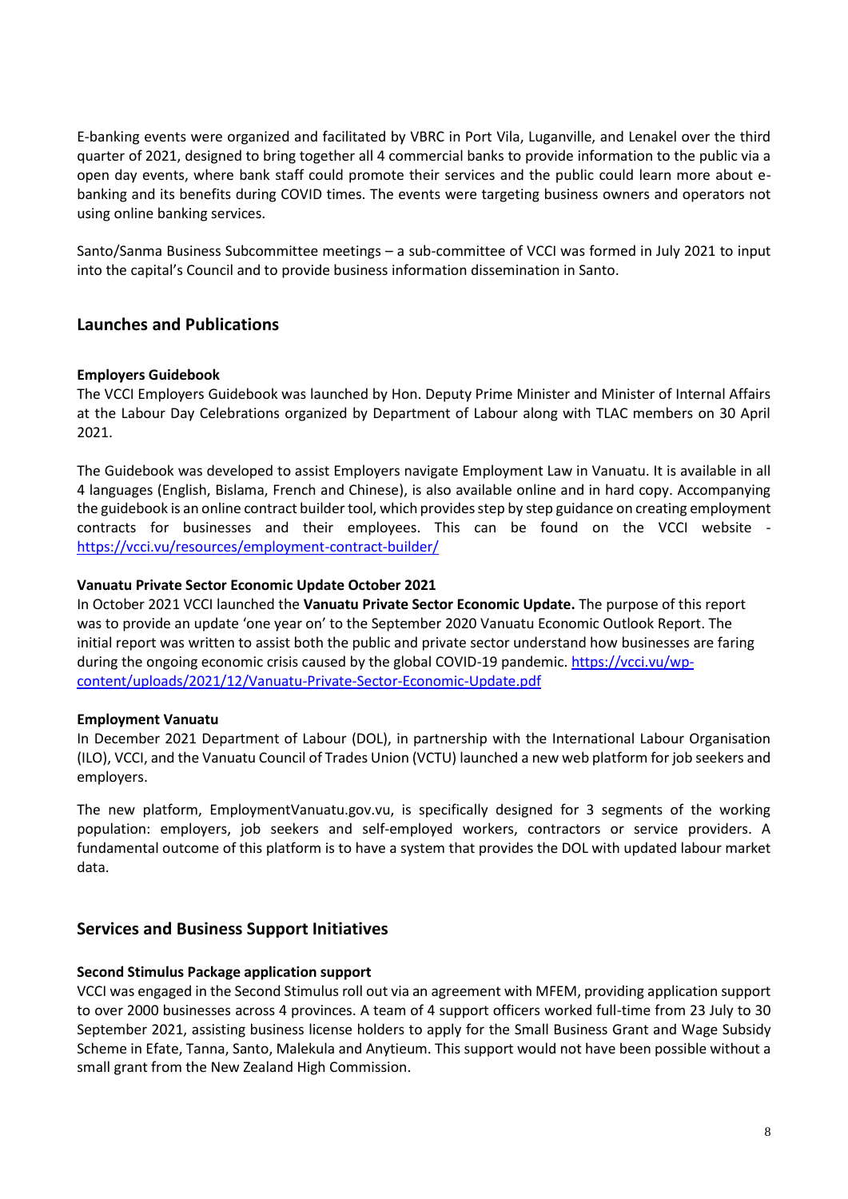E-banking events were organized and facilitated by VBRC in Port Vila, Luganville, and Lenakel over the third quarter of 2021, designed to bring together all 4 commercial banks to provide information to the public via a open day events, where bank staff could promote their services and the public could learn more about e-banking and its benefits during COVID times. The events were targeting business owners and operators not using online banking services.

Santo/Sanma Business Subcommittee meetings – a sub-committee of VCCI was formed in July 2021 to input into the capital's Council and to provide business information dissemination in Santo.

## Launches and Publications

**Employers Guidebook**

The VCCI Employers Guidebook was launched by Hon. Deputy Prime Minister and Minister of Internal Affairs at the Labour Day Celebrations organized by Department of Labour along with TLAC members on 30 April 2021.

The Guidebook was developed to assist Employers navigate Employment Law in Vanuatu. It is available in all 4 languages (English, Bislama, French and Chinese), is also available online and in hard copy. Accompanying the guidebook is an online contract builder tool, which provides step by step guidance on creating employment contracts for businesses and their employees. This can be found on the VCCI website - https://vcci.vu/resources/employment-contract-builder/

**Vanuatu Private Sector Economic Update October 2021**

In October 2021 VCCI launched the **Vanuatu Private Sector Economic Update.** The purpose of this report was to provide an update 'one year on' to the September 2020 Vanuatu Economic Outlook Report. The initial report was written to assist both the public and private sector understand how businesses are faring during the ongoing economic crisis caused by the global COVID-19 pandemic. https://vcci.vu/wp-content/uploads/2021/12/Vanuatu-Private-Sector-Economic-Update.pdf

**Employment Vanuatu**

In December 2021 Department of Labour (DOL), in partnership with the International Labour Organisation (ILO), VCCI, and the Vanuatu Council of Trades Union (VCTU) launched a new web platform for job seekers and employers.

The new platform, EmploymentVanuatu.gov.vu, is specifically designed for 3 segments of the working population: employers, job seekers and self-employed workers, contractors or service providers. A fundamental outcome of this platform is to have a system that provides the DOL with updated labour market data.

## Services and Business Support Initiatives

**Second Stimulus Package application support**

VCCI was engaged in the Second Stimulus roll out via an agreement with MFEM, providing application support to over 2000 businesses across 4 provinces. A team of 4 support officers worked full-time from 23 July to 30 September 2021, assisting business license holders to apply for the Small Business Grant and Wage Subsidy Scheme in Efate, Tanna, Santo, Malekula and Anytieum. This support would not have been possible without a small grant from the New Zealand High Commission.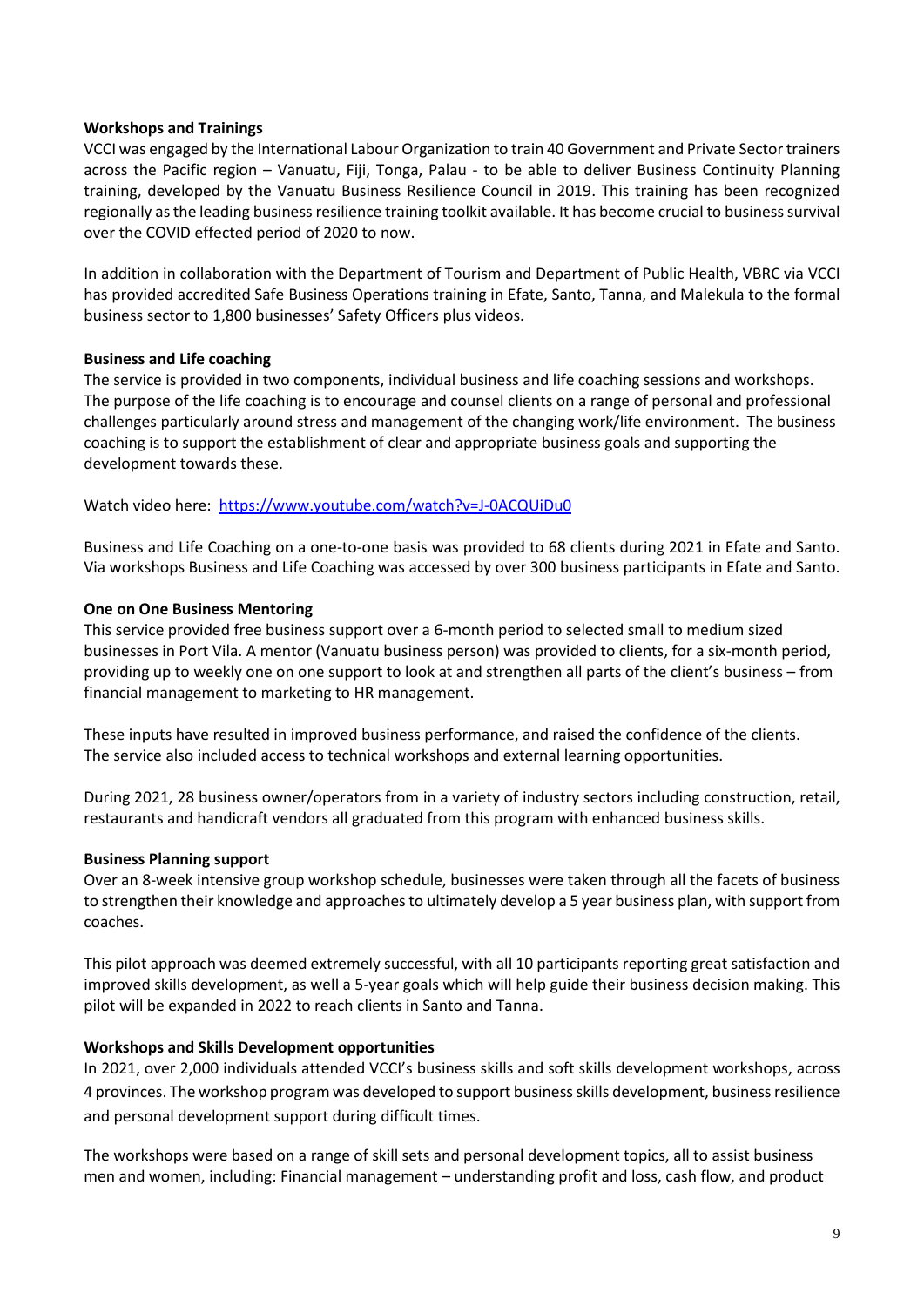**Workshops and Trainings**

VCCI was engaged by the International Labour Organization to train 40 Government and Private Sector trainers across the Pacific region – Vanuatu, Fiji, Tonga, Palau - to be able to deliver Business Continuity Planning training, developed by the Vanuatu Business Resilience Council in 2019. This training has been recognized regionally as the leading business resilience training toolkit available. It has become crucial to business survival over the COVID effected period of 2020 to now.

In addition in collaboration with the Department of Tourism and Department of Public Health, VBRC via VCCI has provided accredited Safe Business Operations training in Efate, Santo, Tanna, and Malekula to the formal business sector to 1,800 businesses' Safety Officers plus videos.

**Business and Life coaching**

The service is provided in two components, individual business and life coaching sessions and workshops. The purpose of the life coaching is to encourage and counsel clients on a range of personal and professional challenges particularly around stress and management of the changing work/life environment. The business coaching is to support the establishment of clear and appropriate business goals and supporting the development towards these.

Watch video here: [https://www.youtube.com/watch?v=J-0ACQUiDu0](https://www.youtube.com/watch?v=J-0ACQUiDu0)

Business and Life Coaching on a one-to-one basis was provided to 68 clients during 2021 in Efate and Santo. Via workshops Business and Life Coaching was accessed by over 300 business participants in Efate and Santo.

**One on One Business Mentoring**

This service provided free business support over a 6-month period to selected small to medium sized businesses in Port Vila. A mentor (Vanuatu business person) was provided to clients, for a six-month period, providing up to weekly one on one support to look at and strengthen all parts of the client's business – from financial management to marketing to HR management.

These inputs have resulted in improved business performance, and raised the confidence of the clients. The service also included access to technical workshops and external learning opportunities.

During 2021, 28 business owner/operators from in a variety of industry sectors including construction, retail, restaurants and handicraft vendors all graduated from this program with enhanced business skills.

**Business Planning support**

Over an 8-week intensive group workshop schedule, businesses were taken through all the facets of business to strengthen their knowledge and approaches to ultimately develop a 5 year business plan, with support from coaches.

This pilot approach was deemed extremely successful, with all 10 participants reporting great satisfaction and improved skills development, as well a 5-year goals which will help guide their business decision making. This pilot will be expanded in 2022 to reach clients in Santo and Tanna.

**Workshops and Skills Development opportunities**

In 2021, over 2,000 individuals attended VCCI's business skills and soft skills development workshops, across 4 provinces. The workshop program was developed to support business skills development, business resilience and personal development support during difficult times.

The workshops were based on a range of skill sets and personal development topics, all to assist business men and women, including: Financial management – understanding profit and loss, cash flow, and product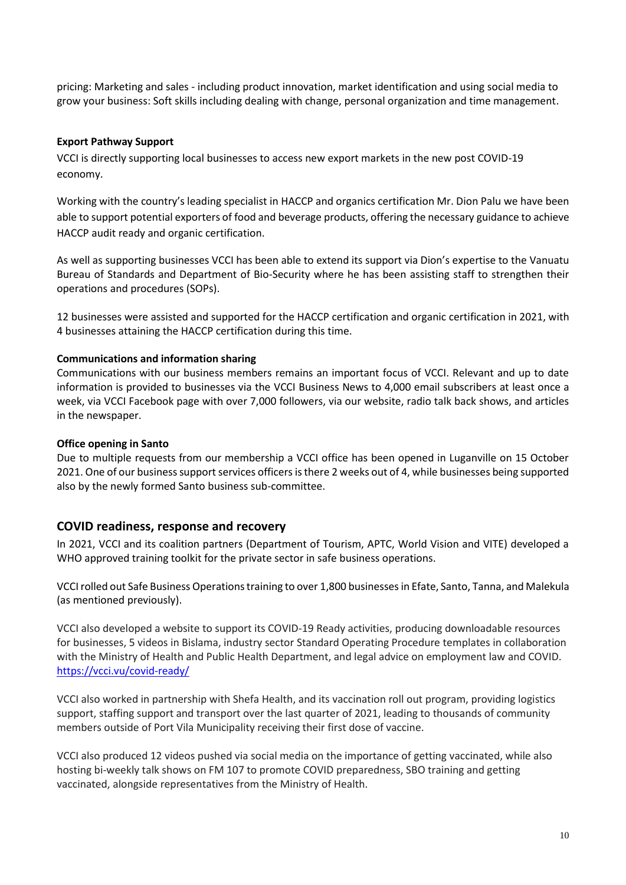pricing: Marketing and sales - including product innovation, market identification and using social media to grow your business: Soft skills including dealing with change, personal organization and time management.

**Export Pathway Support**

VCCI is directly supporting local businesses to access new export markets in the new post COVID-19 economy.

Working with the country's leading specialist in HACCP and organics certification Mr. Dion Palu we have been able to support potential exporters of food and beverage products, offering the necessary guidance to achieve HACCP audit ready and organic certification.

As well as supporting businesses VCCI has been able to extend its support via Dion's expertise to the Vanuatu Bureau of Standards and Department of Bio-Security where he has been assisting staff to strengthen their operations and procedures (SOPs).

12 businesses were assisted and supported for the HACCP certification and organic certification in 2021, with 4 businesses attaining the HACCP certification during this time.

**Communications and information sharing**

Communications with our business members remains an important focus of VCCI. Relevant and up to date information is provided to businesses via the VCCI Business News to 4,000 email subscribers at least once a week, via VCCI Facebook page with over 7,000 followers, via our website, radio talk back shows, and articles in the newspaper.

**Office opening in Santo**

Due to multiple requests from our membership a VCCI office has been opened in Luganville on 15 October 2021. One of our business support services officers is there 2 weeks out of 4, while businesses being supported also by the newly formed Santo business sub-committee.

## COVID readiness, response and recovery

In 2021, VCCI and its coalition partners (Department of Tourism, APTC, World Vision and VITE) developed a WHO approved training toolkit for the private sector in safe business operations.

VCCI rolled out Safe Business Operations training to over 1,800 businesses in Efate, Santo, Tanna, and Malekula (as mentioned previously).

VCCI also developed a website to support its COVID-19 Ready activities, producing downloadable resources for businesses, 5 videos in Bislama, industry sector Standard Operating Procedure templates in collaboration with the Ministry of Health and Public Health Department, and legal advice on employment law and COVID. https://vcci.vu/covid-ready/

VCCI also worked in partnership with Shefa Health, and its vaccination roll out program, providing logistics support, staffing support and transport over the last quarter of 2021, leading to thousands of community members outside of Port Vila Municipality receiving their first dose of vaccine.

VCCI also produced 12 videos pushed via social media on the importance of getting vaccinated, while also hosting bi-weekly talk shows on FM 107 to promote COVID preparedness, SBO training and getting vaccinated, alongside representatives from the Ministry of Health.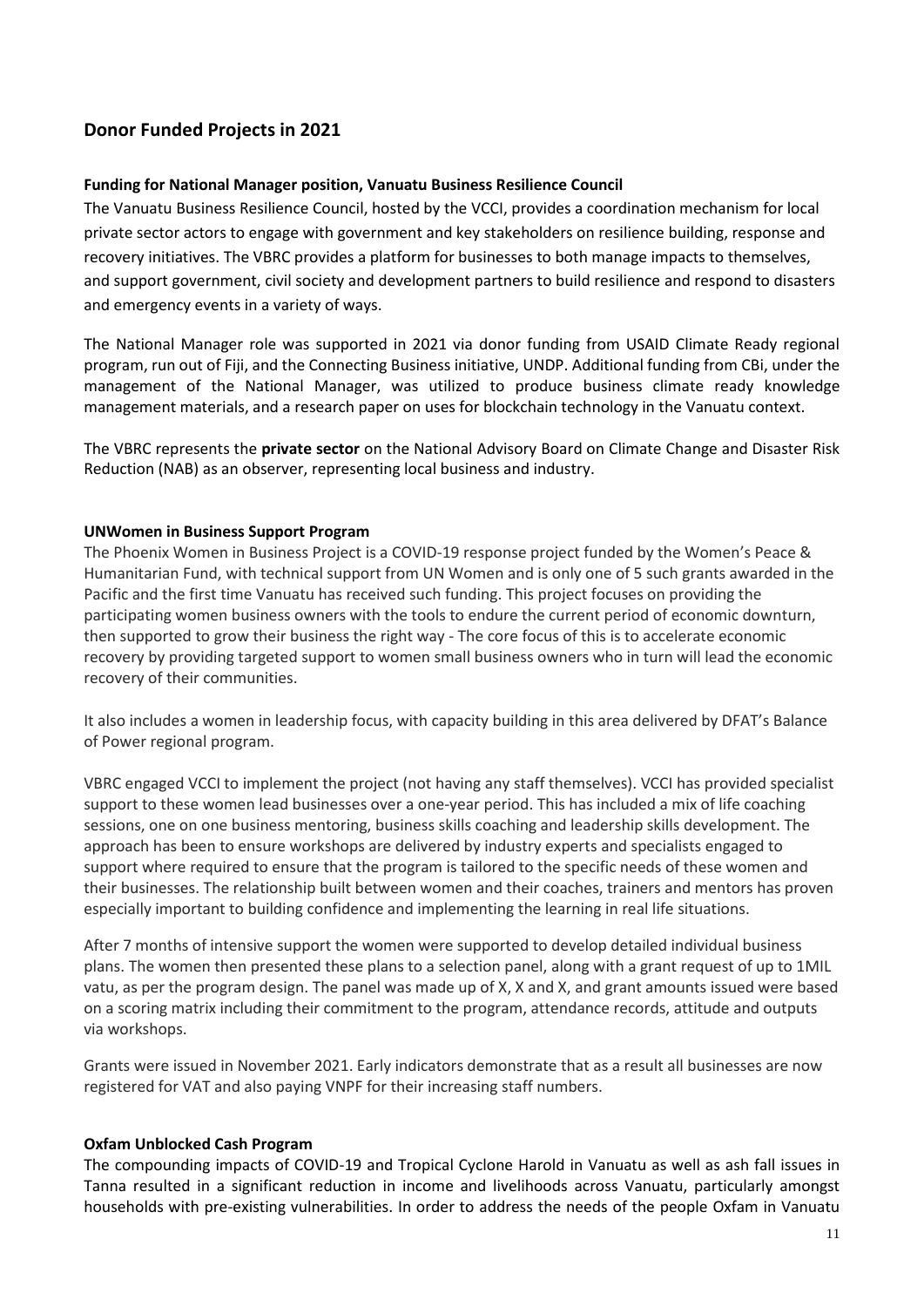## Donor Funded Projects in 2021

### Funding for National Manager position, Vanuatu Business Resilience Council

The Vanuatu Business Resilience Council, hosted by the VCCI, provides a coordination mechanism for local private sector actors to engage with government and key stakeholders on resilience building, response and recovery initiatives. The VBRC provides a platform for businesses to both manage impacts to themselves, and support government, civil society and development partners to build resilience and respond to disasters and emergency events in a variety of ways.

The National Manager role was supported in 2021 via donor funding from USAID Climate Ready regional program, run out of Fiji, and the Connecting Business initiative, UNDP. Additional funding from CBi, under the management of the National Manager, was utilized to produce business climate ready knowledge management materials, and a research paper on uses for blockchain technology in the Vanuatu context.

The VBRC represents the **private sector** on the National Advisory Board on Climate Change and Disaster Risk Reduction (NAB) as an observer, representing local business and industry.

### UNWomen in Business Support Program

The Phoenix Women in Business Project is a COVID-19 response project funded by the Women's Peace & Humanitarian Fund, with technical support from UN Women and is only one of 5 such grants awarded in the Pacific and the first time Vanuatu has received such funding. This project focuses on providing the participating women business owners with the tools to endure the current period of economic downturn, then supported to grow their business the right way - The core focus of this is to accelerate economic recovery by providing targeted support to women small business owners who in turn will lead the economic recovery of their communities.

It also includes a women in leadership focus, with capacity building in this area delivered by DFAT's Balance of Power regional program.

VBRC engaged VCCI to implement the project (not having any staff themselves). VCCI has provided specialist support to these women lead businesses over a one-year period. This has included a mix of life coaching sessions, one on one business mentoring, business skills coaching and leadership skills development. The approach has been to ensure workshops are delivered by industry experts and specialists engaged to support where required to ensure that the program is tailored to the specific needs of these women and their businesses. The relationship built between women and their coaches, trainers and mentors has proven especially important to building confidence and implementing the learning in real life situations.

After 7 months of intensive support the women were supported to develop detailed individual business plans. The women then presented these plans to a selection panel, along with a grant request of up to 1MIL vatu, as per the program design. The panel was made up of X, X and X, and grant amounts issued were based on a scoring matrix including their commitment to the program, attendance records, attitude and outputs via workshops.

Grants were issued in November 2021. Early indicators demonstrate that as a result all businesses are now registered for VAT and also paying VNPF for their increasing staff numbers.

### Oxfam Unblocked Cash Program

The compounding impacts of COVID-19 and Tropical Cyclone Harold in Vanuatu as well as ash fall issues in Tanna resulted in a significant reduction in income and livelihoods across Vanuatu, particularly amongst households with pre-existing vulnerabilities. In order to address the needs of the people Oxfam in Vanuatu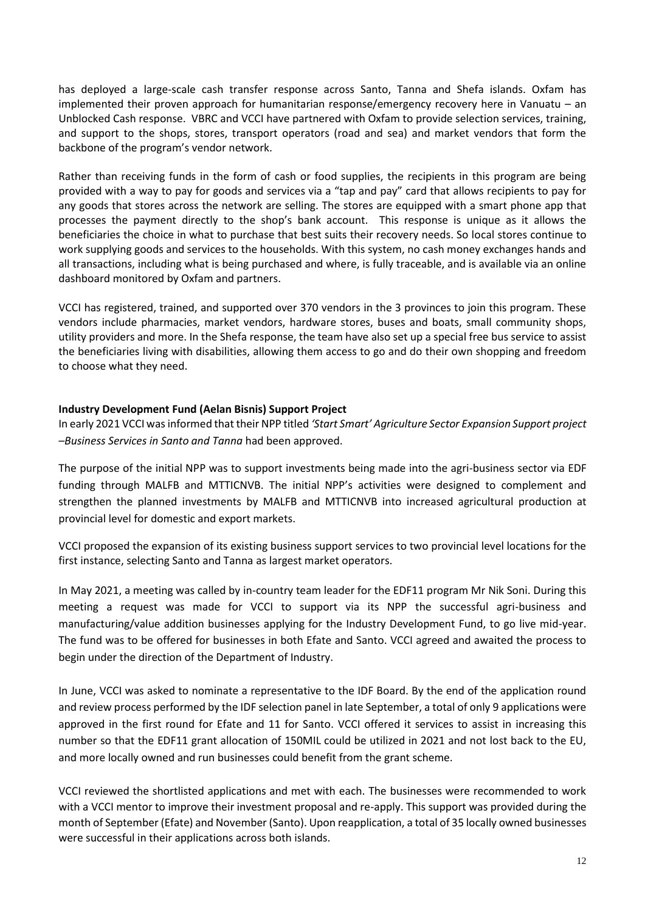has deployed a large-scale cash transfer response across Santo, Tanna and Shefa islands. Oxfam has implemented their proven approach for humanitarian response/emergency recovery here in Vanuatu – an Unblocked Cash response. VBRC and VCCI have partnered with Oxfam to provide selection services, training, and support to the shops, stores, transport operators (road and sea) and market vendors that form the backbone of the program's vendor network.

Rather than receiving funds in the form of cash or food supplies, the recipients in this program are being provided with a way to pay for goods and services via a "tap and pay" card that allows recipients to pay for any goods that stores across the network are selling. The stores are equipped with a smart phone app that processes the payment directly to the shop's bank account. This response is unique as it allows the beneficiaries the choice in what to purchase that best suits their recovery needs. So local stores continue to work supplying goods and services to the households. With this system, no cash money exchanges hands and all transactions, including what is being purchased and where, is fully traceable, and is available via an online dashboard monitored by Oxfam and partners.

VCCI has registered, trained, and supported over 370 vendors in the 3 provinces to join this program. These vendors include pharmacies, market vendors, hardware stores, buses and boats, small community shops, utility providers and more. In the Shefa response, the team have also set up a special free bus service to assist the beneficiaries living with disabilities, allowing them access to go and do their own shopping and freedom to choose what they need.

**Industry Development Fund (Aelan Bisnis) Support Project**

In early 2021 VCCI was informed that their NPP titled *'Start Smart' Agriculture Sector Expansion Support project –Business Services in Santo and Tanna* had been approved.

The purpose of the initial NPP was to support investments being made into the agri-business sector via EDF funding through MALFB and MTTICNVB. The initial NPP's activities were designed to complement and strengthen the planned investments by MALFB and MTTICNVB into increased agricultural production at provincial level for domestic and export markets.

VCCI proposed the expansion of its existing business support services to two provincial level locations for the first instance, selecting Santo and Tanna as largest market operators.

In May 2021, a meeting was called by in-country team leader for the EDF11 program Mr Nik Soni. During this meeting a request was made for VCCI to support via its NPP the successful agri-business and manufacturing/value addition businesses applying for the Industry Development Fund, to go live mid-year. The fund was to be offered for businesses in both Efate and Santo. VCCI agreed and awaited the process to begin under the direction of the Department of Industry.

In June, VCCI was asked to nominate a representative to the IDF Board. By the end of the application round and review process performed by the IDF selection panel in late September, a total of only 9 applications were approved in the first round for Efate and 11 for Santo. VCCI offered it services to assist in increasing this number so that the EDF11 grant allocation of 150MIL could be utilized in 2021 and not lost back to the EU, and more locally owned and run businesses could benefit from the grant scheme.

VCCI reviewed the shortlisted applications and met with each. The businesses were recommended to work with a VCCI mentor to improve their investment proposal and re-apply. This support was provided during the month of September (Efate) and November (Santo). Upon reapplication, a total of 35 locally owned businesses were successful in their applications across both islands.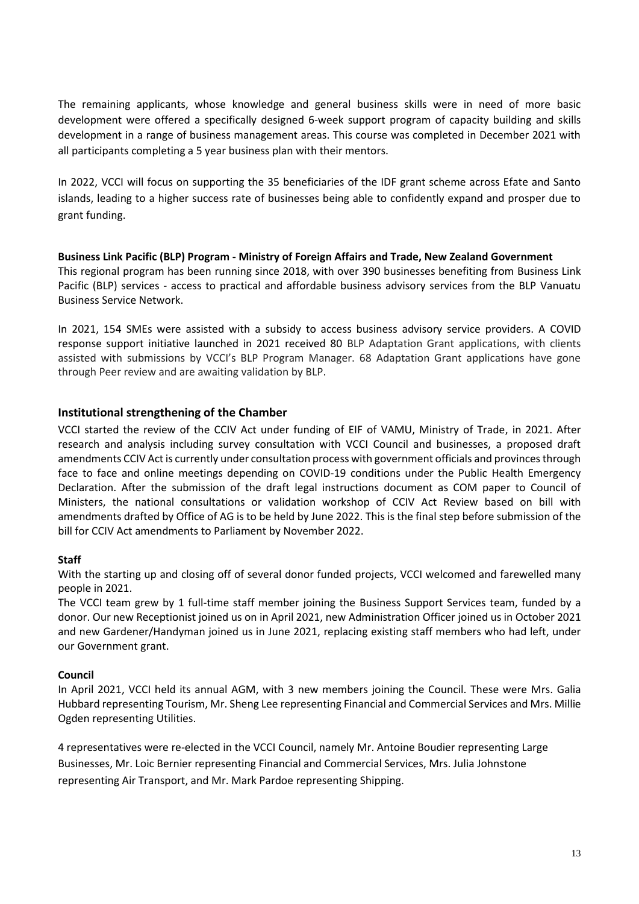The remaining applicants, whose knowledge and general business skills were in need of more basic development were offered a specifically designed 6-week support program of capacity building and skills development in a range of business management areas. This course was completed in December 2021 with all participants completing a 5 year business plan with their mentors.

In 2022, VCCI will focus on supporting the 35 beneficiaries of the IDF grant scheme across Efate and Santo islands, leading to a higher success rate of businesses being able to confidently expand and prosper due to grant funding.

**Business Link Pacific (BLP) Program - Ministry of Foreign Affairs and Trade, New Zealand Government**
This regional program has been running since 2018, with over 390 businesses benefiting from Business Link Pacific (BLP) services - access to practical and affordable business advisory services from the BLP Vanuatu Business Service Network.

In 2021, 154 SMEs were assisted with a subsidy to access business advisory service providers. A COVID response support initiative launched in 2021 received 80 BLP Adaptation Grant applications, with clients assisted with submissions by VCCI's BLP Program Manager. 68 Adaptation Grant applications have gone through Peer review and are awaiting validation by BLP.

## Institutional strengthening of the Chamber

VCCI started the review of the CCIV Act under funding of EIF of VAMU, Ministry of Trade, in 2021. After research and analysis including survey consultation with VCCI Council and businesses, a proposed draft amendments CCIV Act is currently under consultation process with government officials and provinces through face to face and online meetings depending on COVID-19 conditions under the Public Health Emergency Declaration. After the submission of the draft legal instructions document as COM paper to Council of Ministers, the national consultations or validation workshop of CCIV Act Review based on bill with amendments drafted by Office of AG is to be held by June 2022. This is the final step before submission of the bill for CCIV Act amendments to Parliament by November 2022.

**Staff**
With the starting up and closing off of several donor funded projects, VCCI welcomed and farewelled many people in 2021.
The VCCI team grew by 1 full-time staff member joining the Business Support Services team, funded by a donor. Our new Receptionist joined us on in April 2021, new Administration Officer joined us in October 2021 and new Gardener/Handyman joined us in June 2021, replacing existing staff members who had left, under our Government grant.

**Council**
In April 2021, VCCI held its annual AGM, with 3 new members joining the Council. These were Mrs. Galia Hubbard representing Tourism, Mr. Sheng Lee representing Financial and Commercial Services and Mrs. Millie Ogden representing Utilities.

4 representatives were re-elected in the VCCI Council, namely Mr. Antoine Boudier representing Large Businesses, Mr. Loic Bernier representing Financial and Commercial Services, Mrs. Julia Johnstone representing Air Transport, and Mr. Mark Pardoe representing Shipping.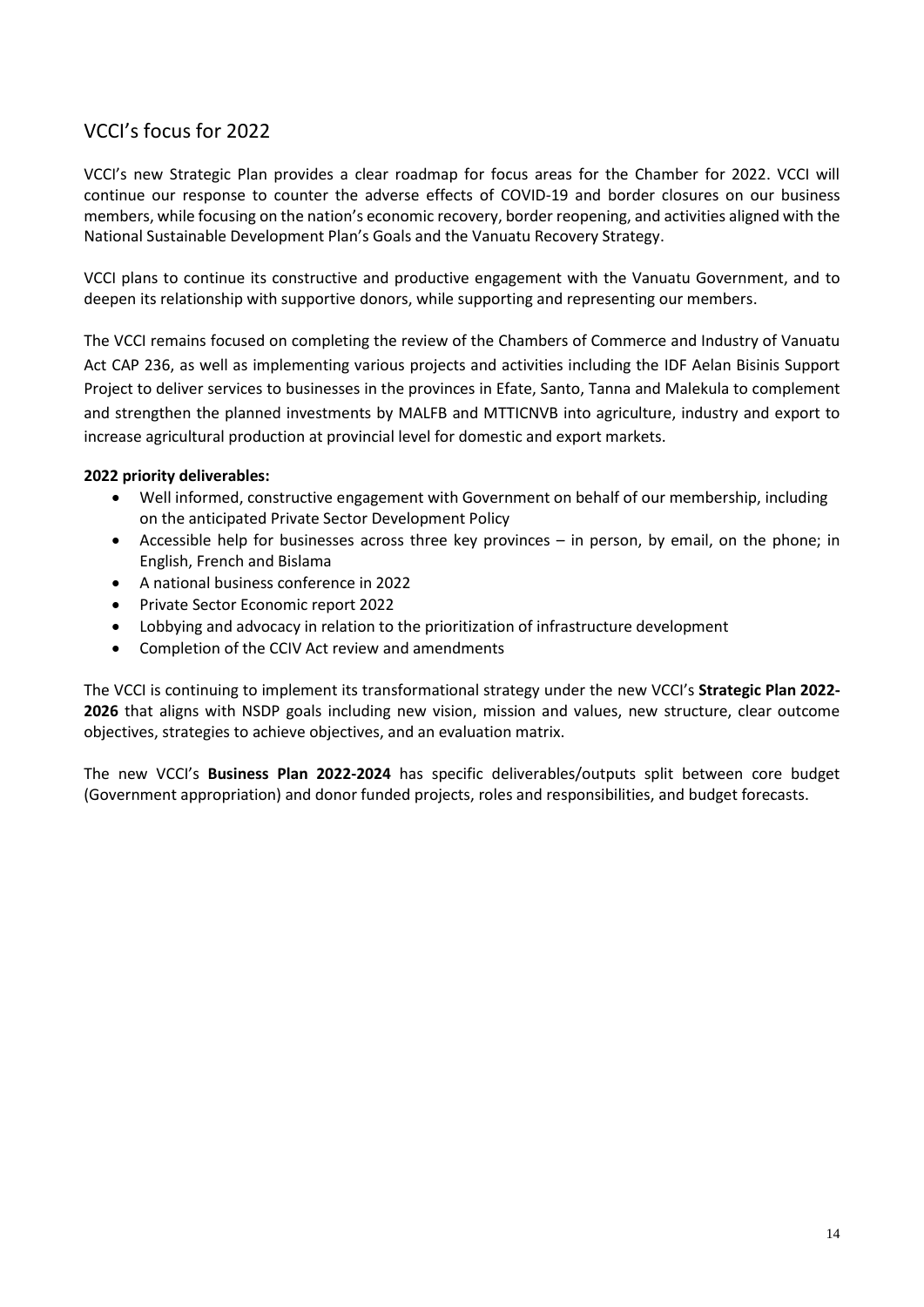## VCCI's focus for 2022

VCCI's new Strategic Plan provides a clear roadmap for focus areas for the Chamber for 2022. VCCI will continue our response to counter the adverse effects of COVID-19 and border closures on our business members, while focusing on the nation's economic recovery, border reopening, and activities aligned with the National Sustainable Development Plan's Goals and the Vanuatu Recovery Strategy.

VCCI plans to continue its constructive and productive engagement with the Vanuatu Government, and to deepen its relationship with supportive donors, while supporting and representing our members.

The VCCI remains focused on completing the review of the Chambers of Commerce and Industry of Vanuatu Act CAP 236, as well as implementing various projects and activities including the IDF Aelan Bisinis Support Project to deliver services to businesses in the provinces in Efate, Santo, Tanna and Malekula to complement and strengthen the planned investments by MALFB and MTTICNVB into agriculture, industry and export to increase agricultural production at provincial level for domestic and export markets.

**2022 priority deliverables:**

- Well informed, constructive engagement with Government on behalf of our membership, including on the anticipated Private Sector Development Policy
- Accessible help for businesses across three key provinces – in person, by email, on the phone; in English, French and Bislama
- A national business conference in 2022
- Private Sector Economic report 2022
- Lobbying and advocacy in relation to the prioritization of infrastructure development
- Completion of the CCIV Act review and amendments

The VCCI is continuing to implement its transformational strategy under the new VCCI's **Strategic Plan 2022-2026** that aligns with NSDP goals including new vision, mission and values, new structure, clear outcome objectives, strategies to achieve objectives, and an evaluation matrix.

The new VCCI's **Business Plan 2022-2024** has specific deliverables/outputs split between core budget (Government appropriation) and donor funded projects, roles and responsibilities, and budget forecasts.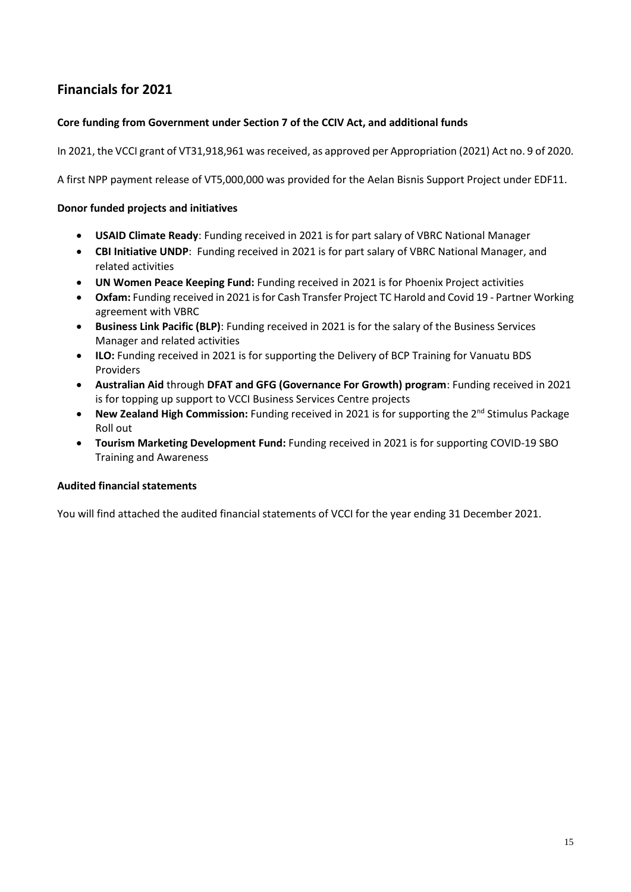## Financials for 2021

**Core funding from Government under Section 7 of the CCIV Act, and additional funds**

In 2021, the VCCI grant of VT31,918,961 was received, as approved per Appropriation (2021) Act no. 9 of 2020.

A first NPP payment release of VT5,000,000 was provided for the Aelan Bisnis Support Project under EDF11.

**Donor funded projects and initiatives**

- **USAID Climate Ready**: Funding received in 2021 is for part salary of VBRC National Manager
- **CBI Initiative UNDP**: Funding received in 2021 is for part salary of VBRC National Manager, and related activities
- **UN Women Peace Keeping Fund:** Funding received in 2021 is for Phoenix Project activities
- **Oxfam:** Funding received in 2021 is for Cash Transfer Project TC Harold and Covid 19 - Partner Working agreement with VBRC
- **Business Link Pacific (BLP)**: Funding received in 2021 is for the salary of the Business Services Manager and related activities
- **ILO:** Funding received in 2021 is for supporting the Delivery of BCP Training for Vanuatu BDS Providers
- **Australian Aid** through **DFAT and GFG (Governance For Growth) program**: Funding received in 2021 is for topping up support to VCCI Business Services Centre projects
- **New Zealand High Commission:** Funding received in 2021 is for supporting the 2nd Stimulus Package Roll out
- **Tourism Marketing Development Fund:** Funding received in 2021 is for supporting COVID-19 SBO Training and Awareness

**Audited financial statements**

You will find attached the audited financial statements of VCCI for the year ending 31 December 2021.